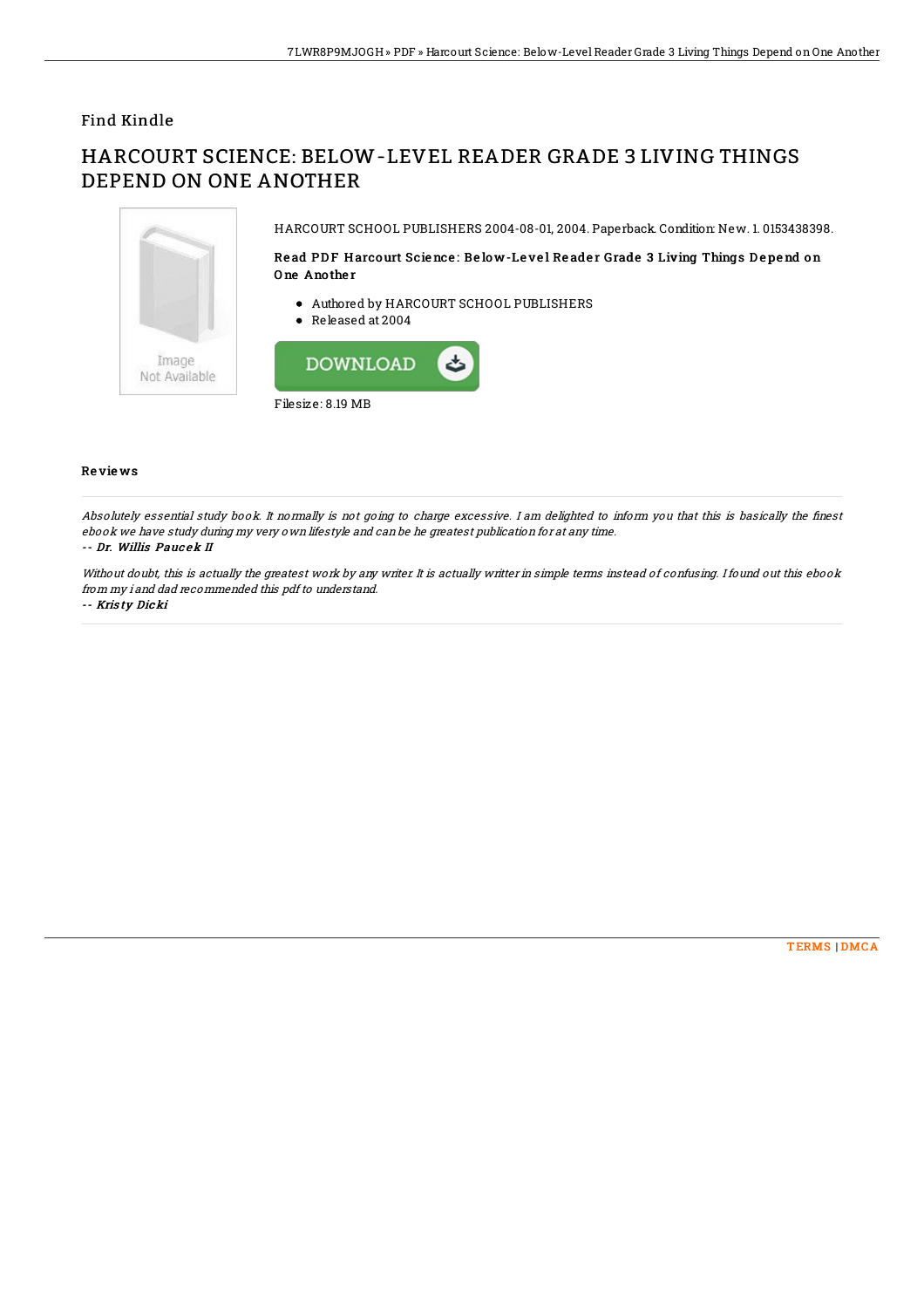Find Kindle

# HARCOURT SCIENCE: BELOW-LEVEL READER GRADE 3 LIVING THINGS DEPEND ON ONE ANOTHER

HARCOURT SCHOOL PUBLISHERS 2004-08-01, 2004. Paperback. Condition: New. 1. 0153438398.

### Read PDF Harcourt Science: Below-Level Reader Grade 3 Living Things Depend on One Another

- Authored by HARCOURT SCHOOL PUBLISHERS
- Released at 2004

DOWNLOAD

Filesize: 8.19 MB

## Reviews

*Absolutely essential study book. It normally is not going to charge excessive. I am delighted to inform you that this is basically the finest ebook we have study during my very own lifestyle and can be he greatest publication for at any time.*

*-- Dr. Willis Paucek II*

*Without doubt, this is actually the greatest work by any writer. It is actually writter in simple terms instead of confusing. I found out this ebook from my i and dad recommended this pdf to understand.*

*-- Kristy Dicki*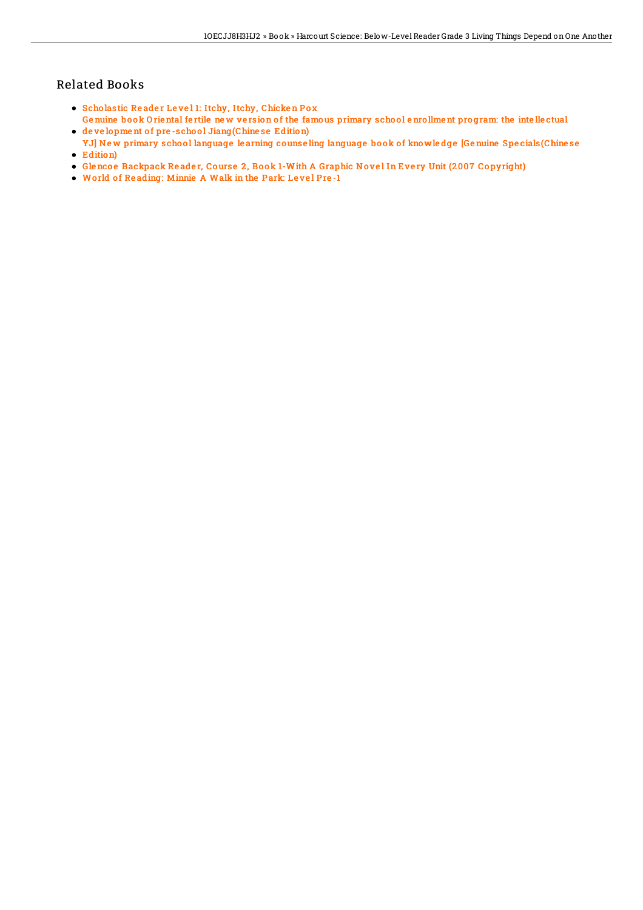## Related Books

- Scholastic Reader Level 1: Itchy, Itchy, Chicken Pox
- Genuine book Oriental fertile new version of the famous primary school enrollment program: the intellectual development of pre-school Jiang(Chinese Edition)
- YJ] New primary school language learning counseling language book of knowledge [Genuine Specials(Chinese Edition)
- Glencoe Backpack Reader, Course 2, Book 1-With A Graphic Novel In Every Unit (2007 Copyright)
- World of Reading: Minnie A Walk in the Park: Level Pre-1